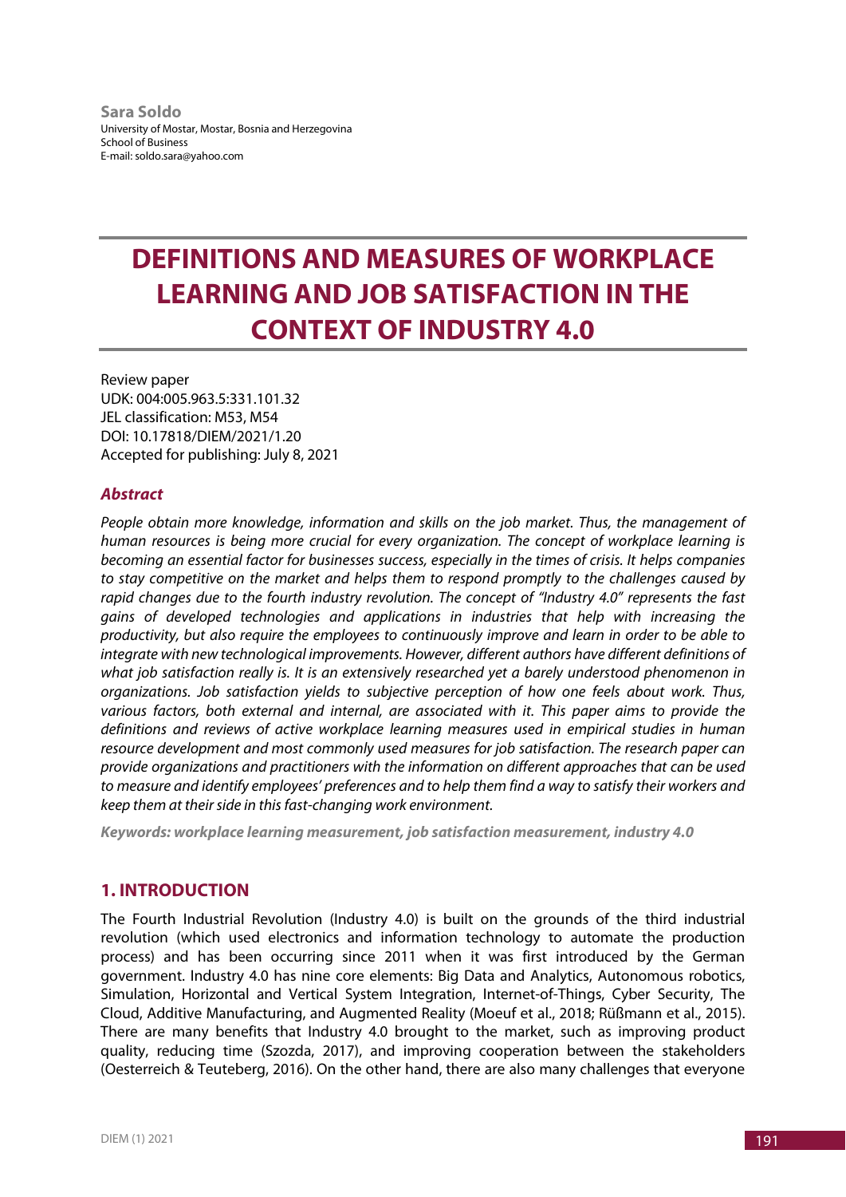**Sara Soldo**
University of Mostar, Mostar, Bosnia and Herzegovina
School of Business
E-mail: soldo.sara@yahoo.com

# DEFINITIONS AND MEASURES OF WORKPLACE LEARNING AND JOB SATISFACTION IN THE CONTEXT OF INDUSTRY 4.0

Review paper
UDK: 004:005.963.5:331.101.32
JEL classification: M53, M54
DOI: 10.17818/DIEM/2021/1.20
Accepted for publishing: July 8, 2021

## *Abstract*

*People obtain more knowledge, information and skills on the job market. Thus, the management of human resources is being more crucial for every organization. The concept of workplace learning is becoming an essential factor for businesses success, especially in the times of crisis. It helps companies to stay competitive on the market and helps them to respond promptly to the challenges caused by rapid changes due to the fourth industry revolution. The concept of "Industry 4.0" represents the fast gains of developed technologies and applications in industries that help with increasing the productivity, but also require the employees to continuously improve and learn in order to be able to integrate with new technological improvements. However, different authors have different definitions of what job satisfaction really is. It is an extensively researched yet a barely understood phenomenon in organizations. Job satisfaction yields to subjective perception of how one feels about work. Thus, various factors, both external and internal, are associated with it. This paper aims to provide the definitions and reviews of active workplace learning measures used in empirical studies in human resource development and most commonly used measures for job satisfaction. The research paper can provide organizations and practitioners with the information on different approaches that can be used to measure and identify employees' preferences and to help them find a way to satisfy their workers and keep them at their side in this fast-changing work environment.*

***Keywords: workplace learning measurement, job satisfaction measurement, industry 4.0***

## 1. INTRODUCTION

The Fourth Industrial Revolution (Industry 4.0) is built on the grounds of the third industrial revolution (which used electronics and information technology to automate the production process) and has been occurring since 2011 when it was first introduced by the German government. Industry 4.0 has nine core elements: Big Data and Analytics, Autonomous robotics, Simulation, Horizontal and Vertical System Integration, Internet-of-Things, Cyber Security, The Cloud, Additive Manufacturing, and Augmented Reality (Moeuf et al., 2018; Rüßmann et al., 2015). There are many benefits that Industry 4.0 brought to the market, such as improving product quality, reducing time (Szozda, 2017), and improving cooperation between the stakeholders (Oesterreich & Teuteberg, 2016). On the other hand, there are also many challenges that everyone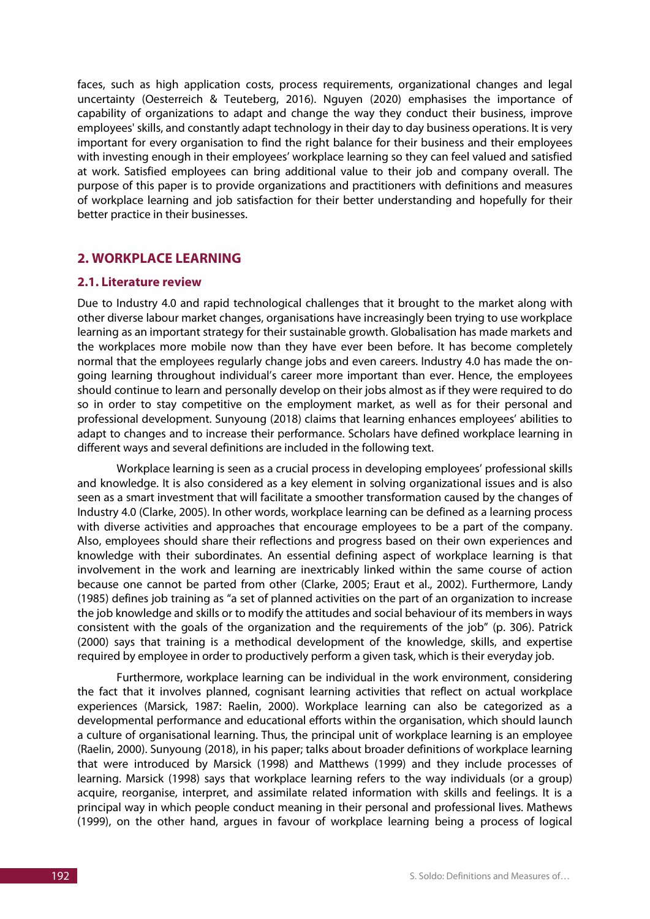faces, such as high application costs, process requirements, organizational changes and legal uncertainty (Oesterreich & Teuteberg, 2016). Nguyen (2020) emphasises the importance of capability of organizations to adapt and change the way they conduct their business, improve employees' skills, and constantly adapt technology in their day to day business operations. It is very important for every organisation to find the right balance for their business and their employees with investing enough in their employees' workplace learning so they can feel valued and satisfied at work. Satisfied employees can bring additional value to their job and company overall. The purpose of this paper is to provide organizations and practitioners with definitions and measures of workplace learning and job satisfaction for their better understanding and hopefully for their better practice in their businesses.

## 2. WORKPLACE LEARNING

### 2.1. Literature review

Due to Industry 4.0 and rapid technological challenges that it brought to the market along with other diverse labour market changes, organisations have increasingly been trying to use workplace learning as an important strategy for their sustainable growth. Globalisation has made markets and the workplaces more mobile now than they have ever been before. It has become completely normal that the employees regularly change jobs and even careers. Industry 4.0 has made the on-going learning throughout individual's career more important than ever. Hence, the employees should continue to learn and personally develop on their jobs almost as if they were required to do so in order to stay competitive on the employment market, as well as for their personal and professional development. Sunyoung (2018) claims that learning enhances employees' abilities to adapt to changes and to increase their performance. Scholars have defined workplace learning in different ways and several definitions are included in the following text.

Workplace learning is seen as a crucial process in developing employees' professional skills and knowledge. It is also considered as a key element in solving organizational issues and is also seen as a smart investment that will facilitate a smoother transformation caused by the changes of Industry 4.0 (Clarke, 2005). In other words, workplace learning can be defined as a learning process with diverse activities and approaches that encourage employees to be a part of the company. Also, employees should share their reflections and progress based on their own experiences and knowledge with their subordinates. An essential defining aspect of workplace learning is that involvement in the work and learning are inextricably linked within the same course of action because one cannot be parted from other (Clarke, 2005; Eraut et al., 2002). Furthermore, Landy (1985) defines job training as "a set of planned activities on the part of an organization to increase the job knowledge and skills or to modify the attitudes and social behaviour of its members in ways consistent with the goals of the organization and the requirements of the job" (p. 306). Patrick (2000) says that training is a methodical development of the knowledge, skills, and expertise required by employee in order to productively perform a given task, which is their everyday job.

Furthermore, workplace learning can be individual in the work environment, considering the fact that it involves planned, cognisant learning activities that reflect on actual workplace experiences (Marsick, 1987: Raelin, 2000). Workplace learning can also be categorized as a developmental performance and educational efforts within the organisation, which should launch a culture of organisational learning. Thus, the principal unit of workplace learning is an employee (Raelin, 2000). Sunyoung (2018), in his paper; talks about broader definitions of workplace learning that were introduced by Marsick (1998) and Matthews (1999) and they include processes of learning. Marsick (1998) says that workplace learning refers to the way individuals (or a group) acquire, reorganise, interpret, and assimilate related information with skills and feelings. It is a principal way in which people conduct meaning in their personal and professional lives. Mathews (1999), on the other hand, argues in favour of workplace learning being a process of logical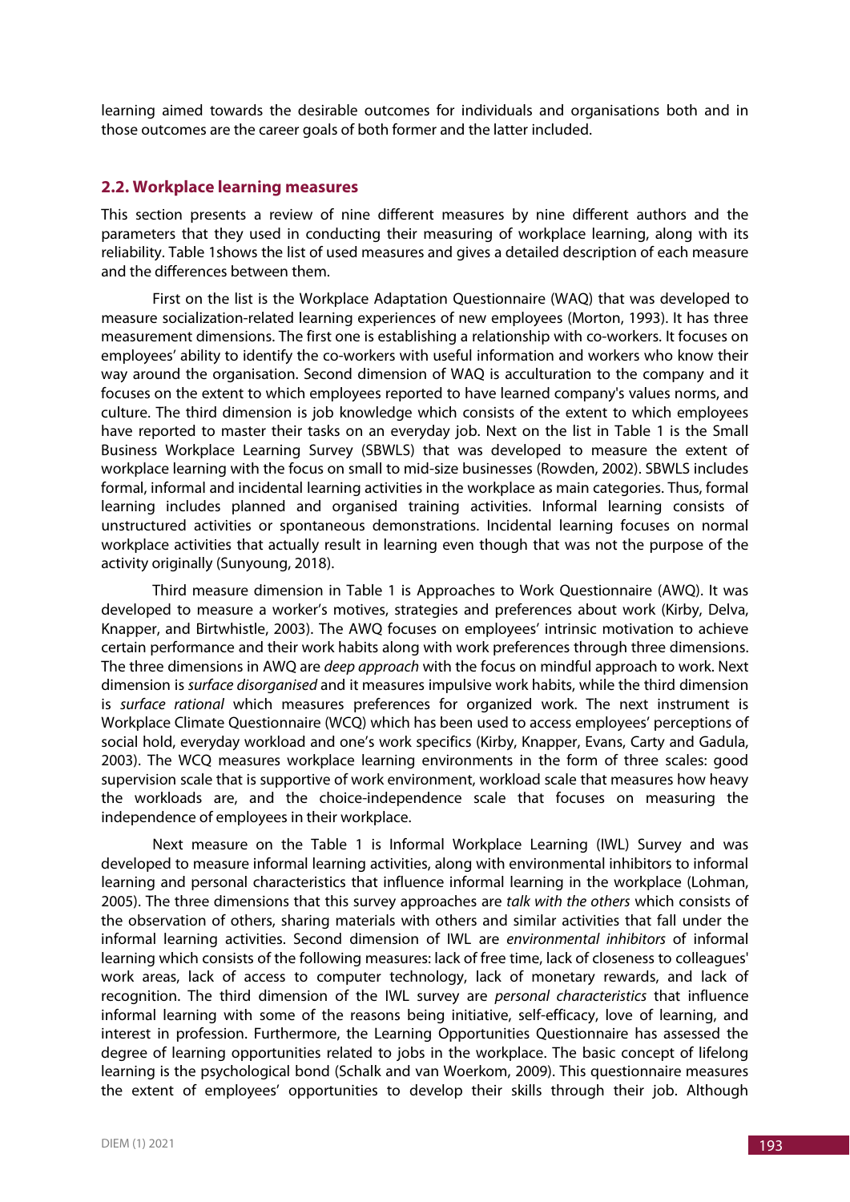learning aimed towards the desirable outcomes for individuals and organisations both and in those outcomes are the career goals of both former and the latter included.

## 2.2. Workplace learning measures

This section presents a review of nine different measures by nine different authors and the parameters that they used in conducting their measuring of workplace learning, along with its reliability. Table 1shows the list of used measures and gives a detailed description of each measure and the differences between them.

First on the list is the Workplace Adaptation Questionnaire (WAQ) that was developed to measure socialization-related learning experiences of new employees (Morton, 1993). It has three measurement dimensions. The first one is establishing a relationship with co-workers. It focuses on employees' ability to identify the co-workers with useful information and workers who know their way around the organisation. Second dimension of WAQ is acculturation to the company and it focuses on the extent to which employees reported to have learned company's values norms, and culture. The third dimension is job knowledge which consists of the extent to which employees have reported to master their tasks on an everyday job. Next on the list in Table 1 is the Small Business Workplace Learning Survey (SBWLS) that was developed to measure the extent of workplace learning with the focus on small to mid-size businesses (Rowden, 2002). SBWLS includes formal, informal and incidental learning activities in the workplace as main categories. Thus, formal learning includes planned and organised training activities. Informal learning consists of unstructured activities or spontaneous demonstrations. Incidental learning focuses on normal workplace activities that actually result in learning even though that was not the purpose of the activity originally (Sunyoung, 2018).

Third measure dimension in Table 1 is Approaches to Work Questionnaire (AWQ). It was developed to measure a worker's motives, strategies and preferences about work (Kirby, Delva, Knapper, and Birtwhistle, 2003). The AWQ focuses on employees' intrinsic motivation to achieve certain performance and their work habits along with work preferences through three dimensions. The three dimensions in AWQ are *deep approach* with the focus on mindful approach to work. Next dimension is *surface disorganised* and it measures impulsive work habits, while the third dimension is *surface rational* which measures preferences for organized work. The next instrument is Workplace Climate Questionnaire (WCQ) which has been used to access employees' perceptions of social hold, everyday workload and one's work specifics (Kirby, Knapper, Evans, Carty and Gadula, 2003). The WCQ measures workplace learning environments in the form of three scales: good supervision scale that is supportive of work environment, workload scale that measures how heavy the workloads are, and the choice-independence scale that focuses on measuring the independence of employees in their workplace.

Next measure on the Table 1 is Informal Workplace Learning (IWL) Survey and was developed to measure informal learning activities, along with environmental inhibitors to informal learning and personal characteristics that influence informal learning in the workplace (Lohman, 2005). The three dimensions that this survey approaches are *talk with the others* which consists of the observation of others, sharing materials with others and similar activities that fall under the informal learning activities. Second dimension of IWL are *environmental inhibitors* of informal learning which consists of the following measures: lack of free time, lack of closeness to colleagues' work areas, lack of access to computer technology, lack of monetary rewards, and lack of recognition. The third dimension of the IWL survey are *personal characteristics* that influence informal learning with some of the reasons being initiative, self-efficacy, love of learning, and interest in profession. Furthermore, the Learning Opportunities Questionnaire has assessed the degree of learning opportunities related to jobs in the workplace. The basic concept of lifelong learning is the psychological bond (Schalk and van Woerkom, 2009). This questionnaire measures the extent of employees' opportunities to develop their skills through their job. Although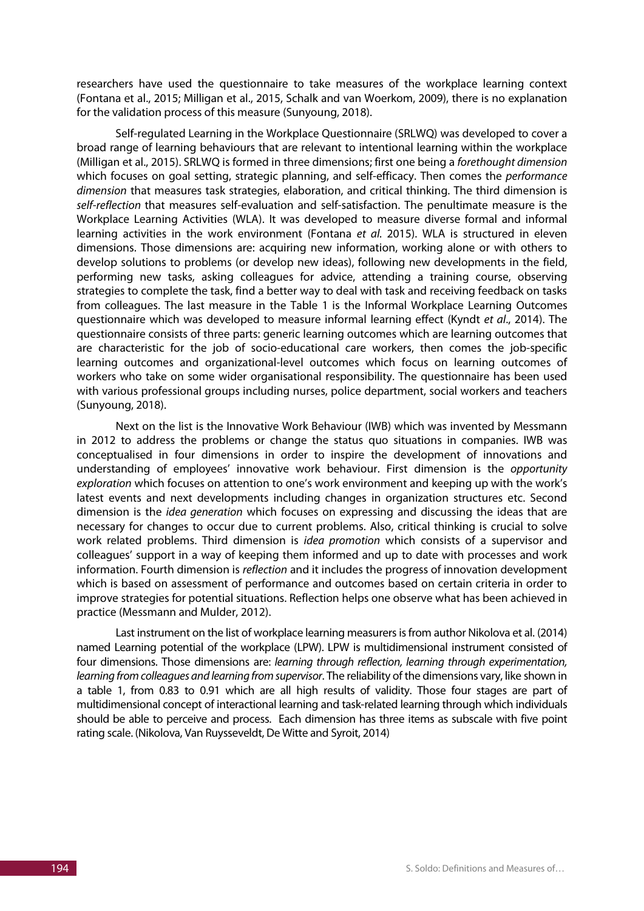researchers have used the questionnaire to take measures of the workplace learning context (Fontana et al., 2015; Milligan et al., 2015, Schalk and van Woerkom, 2009), there is no explanation for the validation process of this measure (Sunyoung, 2018).

Self-regulated Learning in the Workplace Questionnaire (SRLWQ) was developed to cover a broad range of learning behaviours that are relevant to intentional learning within the workplace (Milligan et al., 2015). SRLWQ is formed in three dimensions; first one being a *forethought dimension* which focuses on goal setting, strategic planning, and self-efficacy. Then comes the *performance dimension* that measures task strategies, elaboration, and critical thinking. The third dimension is *self-reflection* that measures self-evaluation and self-satisfaction. The penultimate measure is the Workplace Learning Activities (WLA). It was developed to measure diverse formal and informal learning activities in the work environment (Fontana *et al.* 2015). WLA is structured in eleven dimensions. Those dimensions are: acquiring new information, working alone or with others to develop solutions to problems (or develop new ideas), following new developments in the field, performing new tasks, asking colleagues for advice, attending a training course, observing strategies to complete the task, find a better way to deal with task and receiving feedback on tasks from colleagues. The last measure in the Table 1 is the Informal Workplace Learning Outcomes questionnaire which was developed to measure informal learning effect (Kyndt *et al*., 2014). The questionnaire consists of three parts: generic learning outcomes which are learning outcomes that are characteristic for the job of socio-educational care workers, then comes the job-specific learning outcomes and organizational-level outcomes which focus on learning outcomes of workers who take on some wider organisational responsibility. The questionnaire has been used with various professional groups including nurses, police department, social workers and teachers (Sunyoung, 2018).

Next on the list is the Innovative Work Behaviour (IWB) which was invented by Messmann in 2012 to address the problems or change the status quo situations in companies. IWB was conceptualised in four dimensions in order to inspire the development of innovations and understanding of employees' innovative work behaviour. First dimension is the *opportunity exploration* which focuses on attention to one's work environment and keeping up with the work's latest events and next developments including changes in organization structures etc. Second dimension is the *idea generation* which focuses on expressing and discussing the ideas that are necessary for changes to occur due to current problems. Also, critical thinking is crucial to solve work related problems. Third dimension is *idea promotion* which consists of a supervisor and colleagues' support in a way of keeping them informed and up to date with processes and work information. Fourth dimension is *reflection* and it includes the progress of innovation development which is based on assessment of performance and outcomes based on certain criteria in order to improve strategies for potential situations. Reflection helps one observe what has been achieved in practice (Messmann and Mulder, 2012).

Last instrument on the list of workplace learning measurers is from author Nikolova et al. (2014) named Learning potential of the workplace (LPW). LPW is multidimensional instrument consisted of four dimensions. Those dimensions are: *learning through reflection, learning through experimentation, learning from colleagues and learning from supervisor*. The reliability of the dimensions vary, like shown in a table 1, from 0.83 to 0.91 which are all high results of validity. Those four stages are part of multidimensional concept of interactional learning and task-related learning through which individuals should be able to perceive and process. Each dimension has three items as subscale with five point rating scale. (Nikolova, Van Ruysseveldt, De Witte and Syroit, 2014)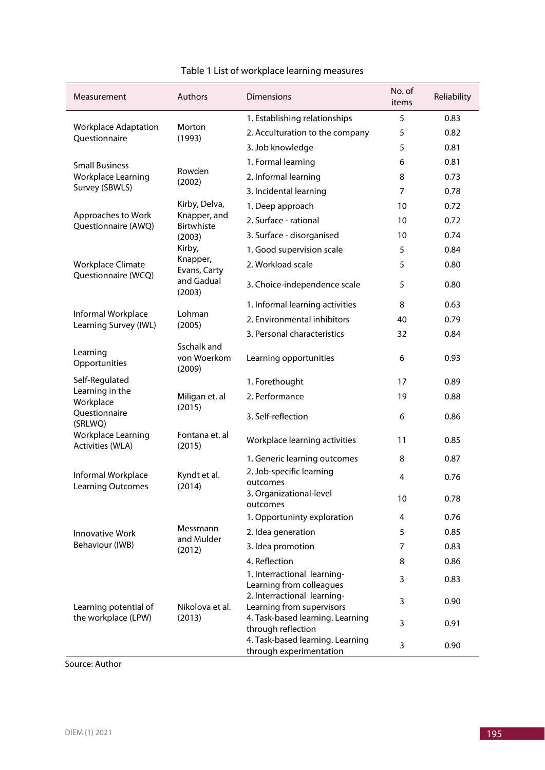Table 1 List of workplace learning measures

| Measurement | Authors | Dimensions | No. of items | Reliability |
|---|---|---|---|---|
| Workplace Adaptation Questionnaire | Morton (1993) | 1. Establishing relationships | 5 | 0.83 |
| | | 2. Acculturation to the company | 5 | 0.82 |
| | | 3. Job knowledge | 5 | 0.81 |
| Small Business Workplace Learning Survey (SBWLS) | Rowden (2002) | 1. Formal learning | 6 | 0.81 |
| | | 2. Informal learning | 8 | 0.73 |
| | | 3. Incidental learning | 7 | 0.78 |
| Approaches to Work Questionnaire (AWQ) | Kirby, Delva, Knapper, and Birthwiste (2003) | 1. Deep approach | 10 | 0.72 |
| | | 2. Surface - rational | 10 | 0.72 |
| | | 3. Surface - disorganised | 10 | 0.74 |
| Workplace Climate Questionnaire (WCQ) | Kirby, Knapper, Evans, Carty and Gadual (2003) | 1. Good supervision scale | 5 | 0.84 |
| | | 2. Workload scale | 5 | 0.80 |
| | | 3. Choice-independence scale | 5 | 0.80 |
| Informal Workplace Learning Survey (IWL) | Lohman (2005) | 1. Informal learning activities | 8 | 0.63 |
| | | 2. Environmental inhibitors | 40 | 0.79 |
| | | 3. Personal characteristics | 32 | 0.84 |
| Learning Opportunities | Sschalk and von Woerkom (2009) | Learning opportunities | 6 | 0.93 |
| Self-Regulated Learning in the Workplace Questionnaire (SRLWQ) | Miligan et. al (2015) | 1. Forethought | 17 | 0.89 |
| | | 2. Performance | 19 | 0.88 |
| | | 3. Self-reflection | 6 | 0.86 |
| Workplace Learning Activities (WLA) | Fontana et. al (2015) | Workplace learning activities | 11 | 0.85 |
| Informal Workplace Learning Outcomes | Kyndt et al. (2014) | 1. Generic learning outcomes | 8 | 0.87 |
| | | 2. Job-specific learning outcomes | 4 | 0.76 |
| | | 3. Organizational-level outcomes | 10 | 0.78 |
| Innovative Work Behaviour (IWB) | Messmann and Mulder (2012) | 1. Opportuninty exploration | 4 | 0.76 |
| | | 2. Idea generation | 5 | 0.85 |
| | | 3. Idea promotion | 7 | 0.83 |
| | | 4. Reflection | 8 | 0.86 |
| Learning potential of the workplace (LPW) | Nikolova et al. (2013) | 1. Interractional learning-Learning from colleagues | 3 | 0.83 |
| | | 2. Interractional learning-Learning from supervisors | 3 | 0.90 |
| | | 4. Task-based learning. Learning through reflection | 3 | 0.91 |
| | | 4. Task-based learning. Learning through experimentation | 3 | 0.90 |

Source: Author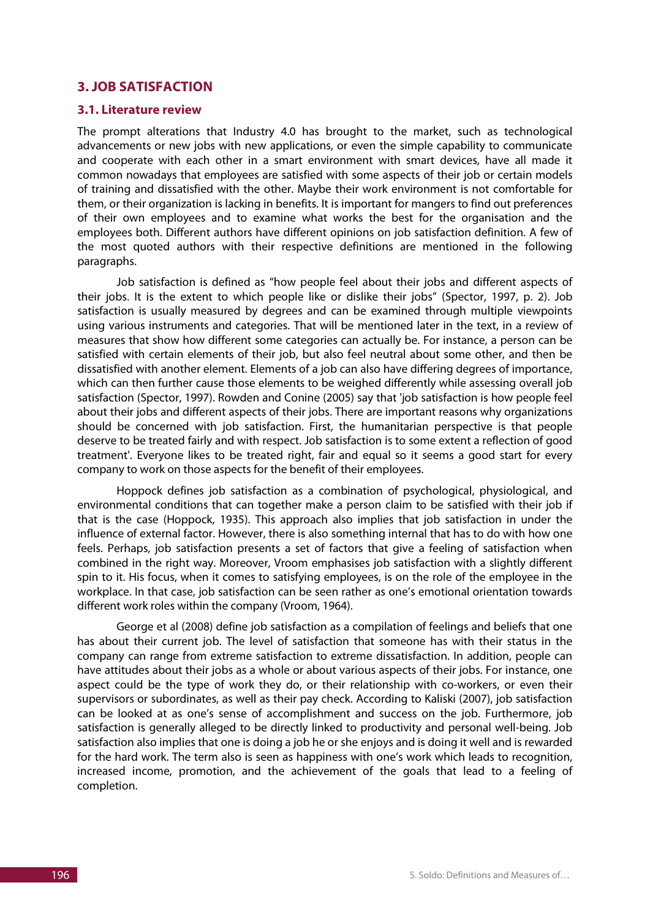## 3. JOB SATISFACTION

### 3.1. Literature review

The prompt alterations that Industry 4.0 has brought to the market, such as technological advancements or new jobs with new applications, or even the simple capability to communicate and cooperate with each other in a smart environment with smart devices, have all made it common nowadays that employees are satisfied with some aspects of their job or certain models of training and dissatisfied with the other. Maybe their work environment is not comfortable for them, or their organization is lacking in benefits. It is important for mangers to find out preferences of their own employees and to examine what works the best for the organisation and the employees both. Different authors have different opinions on job satisfaction definition. A few of the most quoted authors with their respective definitions are mentioned in the following paragraphs.

Job satisfaction is defined as "how people feel about their jobs and different aspects of their jobs. It is the extent to which people like or dislike their jobs" (Spector, 1997, p. 2). Job satisfaction is usually measured by degrees and can be examined through multiple viewpoints using various instruments and categories. That will be mentioned later in the text, in a review of measures that show how different some categories can actually be. For instance, a person can be satisfied with certain elements of their job, but also feel neutral about some other, and then be dissatisfied with another element. Elements of a job can also have differing degrees of importance, which can then further cause those elements to be weighed differently while assessing overall job satisfaction (Spector, 1997). Rowden and Conine (2005) say that 'job satisfaction is how people feel about their jobs and different aspects of their jobs. There are important reasons why organizations should be concerned with job satisfaction. First, the humanitarian perspective is that people deserve to be treated fairly and with respect. Job satisfaction is to some extent a reflection of good treatment'. Everyone likes to be treated right, fair and equal so it seems a good start for every company to work on those aspects for the benefit of their employees.

Hoppock defines job satisfaction as a combination of psychological, physiological, and environmental conditions that can together make a person claim to be satisfied with their job if that is the case (Hoppock, 1935). This approach also implies that job satisfaction in under the influence of external factor. However, there is also something internal that has to do with how one feels. Perhaps, job satisfaction presents a set of factors that give a feeling of satisfaction when combined in the right way. Moreover, Vroom emphasises job satisfaction with a slightly different spin to it. His focus, when it comes to satisfying employees, is on the role of the employee in the workplace. In that case, job satisfaction can be seen rather as one's emotional orientation towards different work roles within the company (Vroom, 1964).

George et al (2008) define job satisfaction as a compilation of feelings and beliefs that one has about their current job. The level of satisfaction that someone has with their status in the company can range from extreme satisfaction to extreme dissatisfaction. In addition, people can have attitudes about their jobs as a whole or about various aspects of their jobs. For instance, one aspect could be the type of work they do, or their relationship with co-workers, or even their supervisors or subordinates, as well as their pay check. According to Kaliski (2007), job satisfaction can be looked at as one's sense of accomplishment and success on the job. Furthermore, job satisfaction is generally alleged to be directly linked to productivity and personal well-being. Job satisfaction also implies that one is doing a job he or she enjoys and is doing it well and is rewarded for the hard work. The term also is seen as happiness with one's work which leads to recognition, increased income, promotion, and the achievement of the goals that lead to a feeling of completion.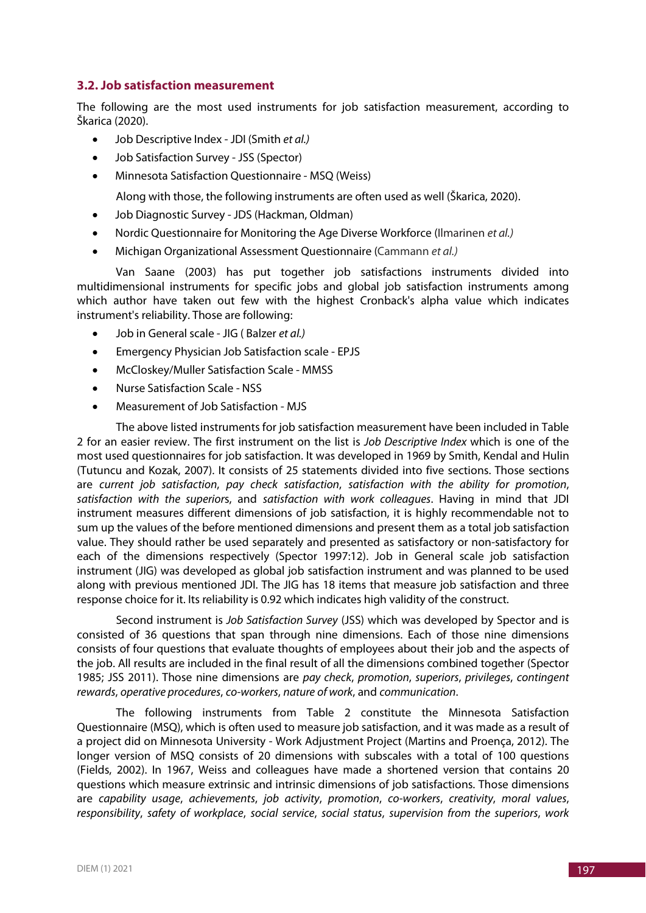### 3.2. Job satisfaction measurement

The following are the most used instruments for job satisfaction measurement, according to Škarica (2020).

- Job Descriptive Index - JDI (Smith *et al.)*
- Job Satisfaction Survey - JSS (Spector)
- Minnesota Satisfaction Questionnaire - MSQ (Weiss)

Along with those, the following instruments are often used as well (Škarica, 2020).

- Job Diagnostic Survey - JDS (Hackman, Oldman)
- Nordic Questionnaire for Monitoring the Age Diverse Workforce (Ilmarinen *et al.)*
- Michigan Organizational Assessment Questionnaire (Cammann *et al.)*

Van Saane (2003) has put together job satisfactions instruments divided into multidimensional instruments for specific jobs and global job satisfaction instruments among which author have taken out few with the highest Cronback's alpha value which indicates instrument's reliability. Those are following:

- Job in General scale - JIG ( Balzer *et al.)*
- Emergency Physician Job Satisfaction scale - EPJS
- McCloskey/Muller Satisfaction Scale - MMSS
- Nurse Satisfaction Scale - NSS
- Measurement of Job Satisfaction - MJS

The above listed instruments for job satisfaction measurement have been included in Table 2 for an easier review. The first instrument on the list is *Job Descriptive Index* which is one of the most used questionnaires for job satisfaction. It was developed in 1969 by Smith, Kendal and Hulin (Tutuncu and Kozak, 2007). It consists of 25 statements divided into five sections. Those sections are *current job satisfaction*, *pay check satisfaction*, *satisfaction with the ability for promotion*, *satisfaction with the superior*s, and *satisfaction with work colleagues*. Having in mind that JDI instrument measures different dimensions of job satisfaction, it is highly recommendable not to sum up the values of the before mentioned dimensions and present them as a total job satisfaction value. They should rather be used separately and presented as satisfactory or non-satisfactory for each of the dimensions respectively (Spector 1997:12). Job in General scale job satisfaction instrument (JIG) was developed as global job satisfaction instrument and was planned to be used along with previous mentioned JDI. The JIG has 18 items that measure job satisfaction and three response choice for it. Its reliability is 0.92 which indicates high validity of the construct.

Second instrument is *Job Satisfaction Survey* (JSS) which was developed by Spector and is consisted of 36 questions that span through nine dimensions. Each of those nine dimensions consists of four questions that evaluate thoughts of employees about their job and the aspects of the job. All results are included in the final result of all the dimensions combined together (Spector 1985; JSS 2011). Those nine dimensions are *pay check*, *promotion*, *superiors*, *privileges*, *contingent rewards*, *operative procedures*, *co-workers*, *nature of work*, and *communication*.

The following instruments from Table 2 constitute the Minnesota Satisfaction Questionnaire (MSQ), which is often used to measure job satisfaction, and it was made as a result of a project did on Minnesota University - Work Adjustment Project (Martins and Proença, 2012). The longer version of MSQ consists of 20 dimensions with subscales with a total of 100 questions (Fields, 2002). In 1967, Weiss and colleagues have made a shortened version that contains 20 questions which measure extrinsic and intrinsic dimensions of job satisfactions. Those dimensions are *capability usage*, *achievements*, *job activity*, *promotion*, *co-workers*, *creativity*, *moral values*, *responsibility*, *safety of workplace*, *social service*, *social status*, *supervision from the superiors*, *work*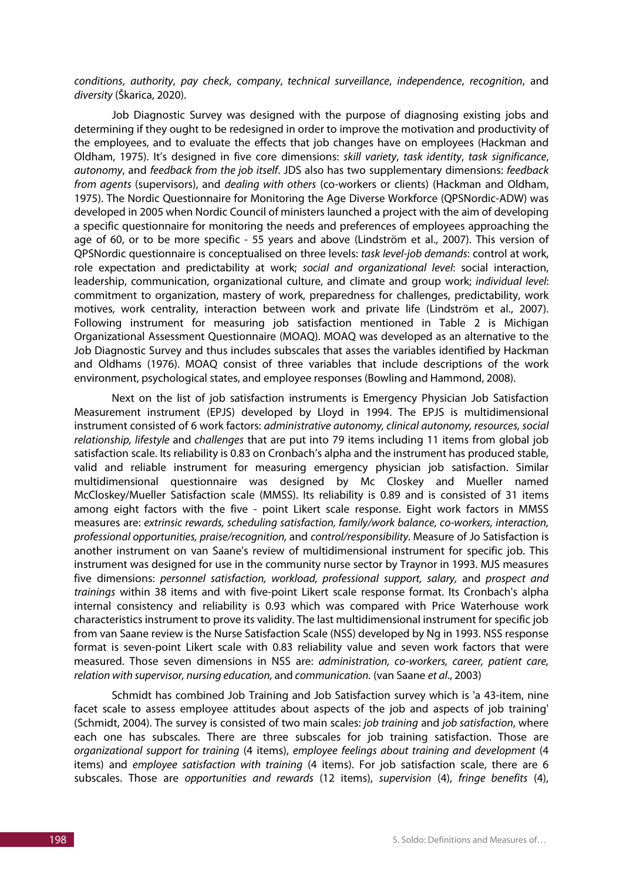*conditions*, *authority*, *pay check*, *company*, *technical surveillance*, *independence*, *recognition*, and *diversity* (Škarica, 2020).

Job Diagnostic Survey was designed with the purpose of diagnosing existing jobs and determining if they ought to be redesigned in order to improve the motivation and productivity of the employees, and to evaluate the effects that job changes have on employees (Hackman and Oldham, 1975). It's designed in five core dimensions: *skill variety*, *task identity*, *task significance*, *autonomy*, and *feedback from the job itself*. JDS also has two supplementary dimensions: *feedback from agents* (supervisors), and *dealing with others* (co-workers or clients) (Hackman and Oldham, 1975). The Nordic Questionnaire for Monitoring the Age Diverse Workforce (QPSNordic-ADW) was developed in 2005 when Nordic Council of ministers launched a project with the aim of developing a specific questionnaire for monitoring the needs and preferences of employees approaching the age of 60, or to be more specific - 55 years and above (Lindström et al., 2007). This version of QPSNordic questionnaire is conceptualised on three levels: *task level-job demands*: control at work, role expectation and predictability at work; *social and organizational level*: social interaction, leadership, communication, organizational culture, and climate and group work; *individual level*: commitment to organization, mastery of work, preparedness for challenges, predictability, work motives, work centrality, interaction between work and private life (Lindström et al., 2007). Following instrument for measuring job satisfaction mentioned in Table 2 is Michigan Organizational Assessment Questionnaire (MOAQ). MOAQ was developed as an alternative to the Job Diagnostic Survey and thus includes subscales that asses the variables identified by Hackman and Oldhams (1976). MOAQ consist of three variables that include descriptions of the work environment, psychological states, and employee responses (Bowling and Hammond, 2008).

Next on the list of job satisfaction instruments is Emergency Physician Job Satisfaction Measurement instrument (EPJS) developed by Lloyd in 1994. The EPJS is multidimensional instrument consisted of 6 work factors: *administrative autonomy, clinical autonomy, resources, social relationship, lifestyle* and *challenges* that are put into 79 items including 11 items from global job satisfaction scale. Its reliability is 0.83 on Cronbach's alpha and the instrument has produced stable, valid and reliable instrument for measuring emergency physician job satisfaction. Similar multidimensional questionnaire was designed by Mc Closkey and Mueller named McCloskey/Mueller Satisfaction scale (MMSS). Its reliability is 0.89 and is consisted of 31 items among eight factors with the five - point Likert scale response. Eight work factors in MMSS measures are: *extrinsic rewards, scheduling satisfaction, family/work balance, co-workers, interaction, professional opportunities, praise/recognition,* and *control/responsibility*. Measure of Jo Satisfaction is another instrument on van Saane's review of multidimensional instrument for specific job. This instrument was designed for use in the community nurse sector by Traynor in 1993. MJS measures five dimensions: *personnel satisfaction, workload, professional support, salary,* and *prospect and trainings* within 38 items and with five-point Likert scale response format. Its Cronbach's alpha internal consistency and reliability is 0.93 which was compared with Price Waterhouse work characteristics instrument to prove its validity. The last multidimensional instrument for specific job from van Saane review is the Nurse Satisfaction Scale (NSS) developed by Ng in 1993. NSS response format is seven-point Likert scale with 0.83 reliability value and seven work factors that were measured. Those seven dimensions in NSS are: *administration, co-workers, career, patient care, relation with supervisor, nursing education,* and *communication.* (van Saane *et al*., 2003)

Schmidt has combined Job Training and Job Satisfaction survey which is 'a 43-item, nine facet scale to assess employee attitudes about aspects of the job and aspects of job training' (Schmidt, 2004). The survey is consisted of two main scales: *job training* and *job satisfaction*, where each one has subscales. There are three subscales for job training satisfaction. Those are *organizational support for training* (4 items), *employee feelings about training and development* (4 items) and *employee satisfaction with training* (4 items). For job satisfaction scale, there are 6 subscales. Those are *opportunities and rewards* (12 items), *supervision* (4), *fringe benefits* (4),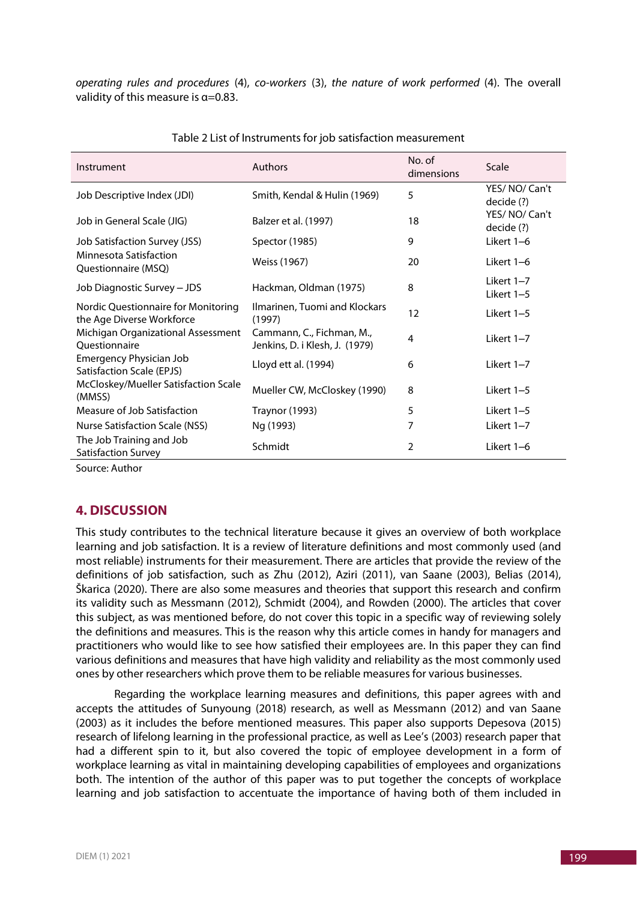*operating rules and procedures* (4), *co-workers* (3), *the nature of work performed* (4). The overall validity of this measure is α=0.83.

Table 2 List of Instruments for job satisfaction measurement

| Instrument | Authors | No. of dimensions | Scale |
|---|---|---|---|
| Job Descriptive Index (JDI) | Smith, Kendal & Hulin (1969) | 5 | YES/ NO/ Can't decide (?) |
| Job in General Scale (JIG) | Balzer et al. (1997) | 18 | YES/ NO/ Can't decide (?) |
| Job Satisfaction Survey (JSS) | Spector (1985) | 9 | Likert 1–6 |
| Minnesota Satisfaction Questionnaire (MSQ) | Weiss (1967) | 20 | Likert 1–6 |
| Job Diagnostic Survey – JDS | Hackman, Oldman (1975) | 8 | Likert 1–7 Likert 1–5 |
| Nordic Questionnaire for Monitoring the Age Diverse Workforce | Ilmarinen, Tuomi and Klockars (1997) | 12 | Likert 1–5 |
| Michigan Organizational Assessment Questionnaire | Cammann, C., Fichman, M., Jenkins, D. i Klesh, J. (1979) | 4 | Likert 1–7 |
| Emergency Physician Job Satisfaction Scale (EPJS) | Lloyd ett al. (1994) | 6 | Likert 1–7 |
| McCloskey/Mueller Satisfaction Scale (MMSS) | Mueller CW, McCloskey (1990) | 8 | Likert 1–5 |
| Measure of Job Satisfaction | Traynor (1993) | 5 | Likert 1–5 |
| Nurse Satisfaction Scale (NSS) | Ng (1993) | 7 | Likert 1–7 |
| The Job Training and Job Satisfaction Survey | Schmidt | 2 | Likert 1–6 |

Source: Author

## 4. DISCUSSION

This study contributes to the technical literature because it gives an overview of both workplace learning and job satisfaction. It is a review of literature definitions and most commonly used (and most reliable) instruments for their measurement. There are articles that provide the review of the definitions of job satisfaction, such as Zhu (2012), Aziri (2011), van Saane (2003), Belias (2014), Škarica (2020). There are also some measures and theories that support this research and confirm its validity such as Messmann (2012), Schmidt (2004), and Rowden (2000). The articles that cover this subject, as was mentioned before, do not cover this topic in a specific way of reviewing solely the definitions and measures. This is the reason why this article comes in handy for managers and practitioners who would like to see how satisfied their employees are. In this paper they can find various definitions and measures that have high validity and reliability as the most commonly used ones by other researchers which prove them to be reliable measures for various businesses.

Regarding the workplace learning measures and definitions, this paper agrees with and accepts the attitudes of Sunyoung (2018) research, as well as Messmann (2012) and van Saane (2003) as it includes the before mentioned measures. This paper also supports Depesova (2015) research of lifelong learning in the professional practice, as well as Lee's (2003) research paper that had a different spin to it, but also covered the topic of employee development in a form of workplace learning as vital in maintaining developing capabilities of employees and organizations both. The intention of the author of this paper was to put together the concepts of workplace learning and job satisfaction to accentuate the importance of having both of them included in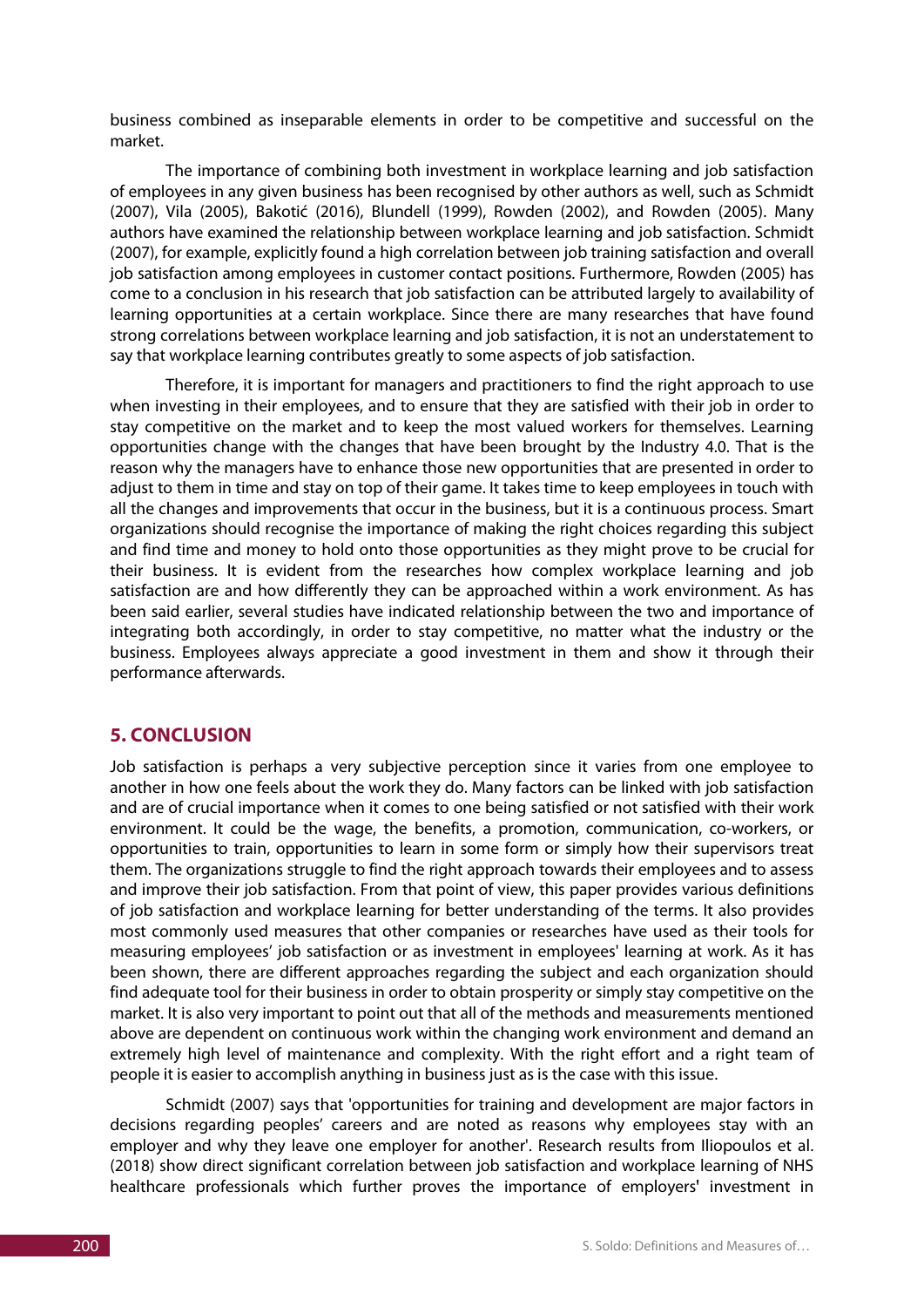business combined as inseparable elements in order to be competitive and successful on the market.

The importance of combining both investment in workplace learning and job satisfaction of employees in any given business has been recognised by other authors as well, such as Schmidt (2007), Vila (2005), Bakotić (2016), Blundell (1999), Rowden (2002), and Rowden (2005). Many authors have examined the relationship between workplace learning and job satisfaction. Schmidt (2007), for example, explicitly found a high correlation between job training satisfaction and overall job satisfaction among employees in customer contact positions. Furthermore, Rowden (2005) has come to a conclusion in his research that job satisfaction can be attributed largely to availability of learning opportunities at a certain workplace. Since there are many researches that have found strong correlations between workplace learning and job satisfaction, it is not an understatement to say that workplace learning contributes greatly to some aspects of job satisfaction.

Therefore, it is important for managers and practitioners to find the right approach to use when investing in their employees, and to ensure that they are satisfied with their job in order to stay competitive on the market and to keep the most valued workers for themselves. Learning opportunities change with the changes that have been brought by the Industry 4.0. That is the reason why the managers have to enhance those new opportunities that are presented in order to adjust to them in time and stay on top of their game. It takes time to keep employees in touch with all the changes and improvements that occur in the business, but it is a continuous process. Smart organizations should recognise the importance of making the right choices regarding this subject and find time and money to hold onto those opportunities as they might prove to be crucial for their business. It is evident from the researches how complex workplace learning and job satisfaction are and how differently they can be approached within a work environment. As has been said earlier, several studies have indicated relationship between the two and importance of integrating both accordingly, in order to stay competitive, no matter what the industry or the business. Employees always appreciate a good investment in them and show it through their performance afterwards.

## 5. CONCLUSION

Job satisfaction is perhaps a very subjective perception since it varies from one employee to another in how one feels about the work they do. Many factors can be linked with job satisfaction and are of crucial importance when it comes to one being satisfied or not satisfied with their work environment. It could be the wage, the benefits, a promotion, communication, co-workers, or opportunities to train, opportunities to learn in some form or simply how their supervisors treat them. The organizations struggle to find the right approach towards their employees and to assess and improve their job satisfaction. From that point of view, this paper provides various definitions of job satisfaction and workplace learning for better understanding of the terms. It also provides most commonly used measures that other companies or researches have used as their tools for measuring employees' job satisfaction or as investment in employees' learning at work. As it has been shown, there are different approaches regarding the subject and each organization should find adequate tool for their business in order to obtain prosperity or simply stay competitive on the market. It is also very important to point out that all of the methods and measurements mentioned above are dependent on continuous work within the changing work environment and demand an extremely high level of maintenance and complexity. With the right effort and a right team of people it is easier to accomplish anything in business just as is the case with this issue.

Schmidt (2007) says that 'opportunities for training and development are major factors in decisions regarding peoples' careers and are noted as reasons why employees stay with an employer and why they leave one employer for another'. Research results from Iliopoulos et al. (2018) show direct significant correlation between job satisfaction and workplace learning of NHS healthcare professionals which further proves the importance of employers' investment in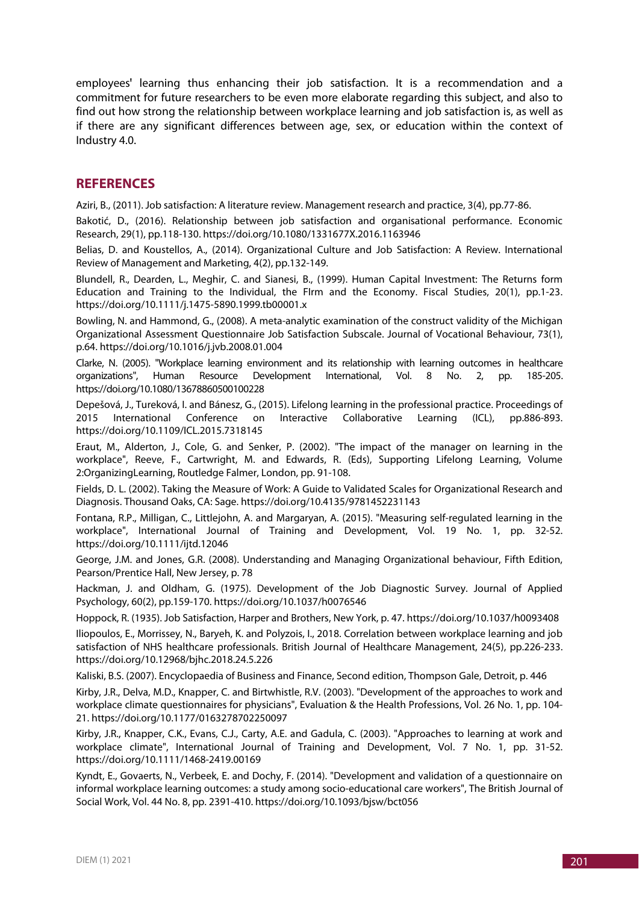employees' learning thus enhancing their job satisfaction. It is a recommendation and a commitment for future researchers to be even more elaborate regarding this subject, and also to find out how strong the relationship between workplace learning and job satisfaction is, as well as if there are any significant differences between age, sex, or education within the context of Industry 4.0.

## REFERENCES

Aziri, B., (2011). Job satisfaction: A literature review. Management research and practice, 3(4), pp.77-86.

Bakotić, D., (2016). Relationship between job satisfaction and organisational performance. Economic Research, 29(1), pp.118-130. https://doi.org/10.1080/1331677X.2016.1163946

Belias, D. and Koustellos, A., (2014). Organizational Culture and Job Satisfaction: A Review. International Review of Management and Marketing, 4(2), pp.132-149.

Blundell, R., Dearden, L., Meghir, C. and Sianesi, B., (1999). Human Capital Investment: The Returns form Education and Training to the Individual, the FIrm and the Economy. Fiscal Studies, 20(1), pp.1-23. https://doi.org/10.1111/j.1475-5890.1999.tb00001.x

Bowling, N. and Hammond, G., (2008). A meta-analytic examination of the construct validity of the Michigan Organizational Assessment Questionnaire Job Satisfaction Subscale. Journal of Vocational Behaviour, 73(1), p.64. https://doi.org/10.1016/j.jvb.2008.01.004

Clarke, N. (2005). "Workplace learning environment and its relationship with learning outcomes in healthcare organizations", Human Resource Development International, Vol. 8 No. 2, pp. 185-205. https://doi.org/10.1080/13678860500100228

Depešová, J., Tureková, I. and Bánesz, G., (2015). Lifelong learning in the professional practice. Proceedings of 2015 International Conference on Interactive Collaborative Learning (ICL), pp.886-893. https://doi.org/10.1109/ICL.2015.7318145

Eraut, M., Alderton, J., Cole, G. and Senker, P. (2002). "The impact of the manager on learning in the workplace", Reeve, F., Cartwright, M. and Edwards, R. (Eds), Supporting Lifelong Learning, Volume 2:OrganizingLearning, Routledge Falmer, London, pp. 91-108.

Fields, D. L. (2002). Taking the Measure of Work: A Guide to Validated Scales for Organizational Research and Diagnosis. Thousand Oaks, CA: Sage. https://doi.org/10.4135/9781452231143

Fontana, R.P., Milligan, C., Littlejohn, A. and Margaryan, A. (2015). "Measuring self-regulated learning in the workplace", International Journal of Training and Development, Vol. 19 No. 1, pp. 32-52. https://doi.org/10.1111/ijtd.12046

George, J.M. and Jones, G.R. (2008). Understanding and Managing Organizational behaviour, Fifth Edition, Pearson/Prentice Hall, New Jersey, p. 78

Hackman, J. and Oldham, G. (1975). Development of the Job Diagnostic Survey. Journal of Applied Psychology, 60(2), pp.159-170. https://doi.org/10.1037/h0076546

Hoppock, R. (1935). Job Satisfaction, Harper and Brothers, New York, p. 47. https://doi.org/10.1037/h0093408

Iliopoulos, E., Morrissey, N., Baryeh, K. and Polyzois, I., 2018. Correlation between workplace learning and job satisfaction of NHS healthcare professionals. British Journal of Healthcare Management, 24(5), pp.226-233. https://doi.org/10.12968/bjhc.2018.24.5.226

Kaliski, B.S. (2007). Encyclopaedia of Business and Finance, Second edition, Thompson Gale, Detroit, p. 446

Kirby, J.R., Delva, M.D., Knapper, C. and Birtwhistle, R.V. (2003). "Development of the approaches to work and workplace climate questionnaires for physicians", Evaluation & the Health Professions, Vol. 26 No. 1, pp. 104-21. https://doi.org/10.1177/0163278702250097

Kirby, J.R., Knapper, C.K., Evans, C.J., Carty, A.E. and Gadula, C. (2003). "Approaches to learning at work and workplace climate", International Journal of Training and Development, Vol. 7 No. 1, pp. 31-52. https://doi.org/10.1111/1468-2419.00169

Kyndt, E., Govaerts, N., Verbeek, E. and Dochy, F. (2014). "Development and validation of a questionnaire on informal workplace learning outcomes: a study among socio-educational care workers", The British Journal of Social Work, Vol. 44 No. 8, pp. 2391-410. https://doi.org/10.1093/bjsw/bct056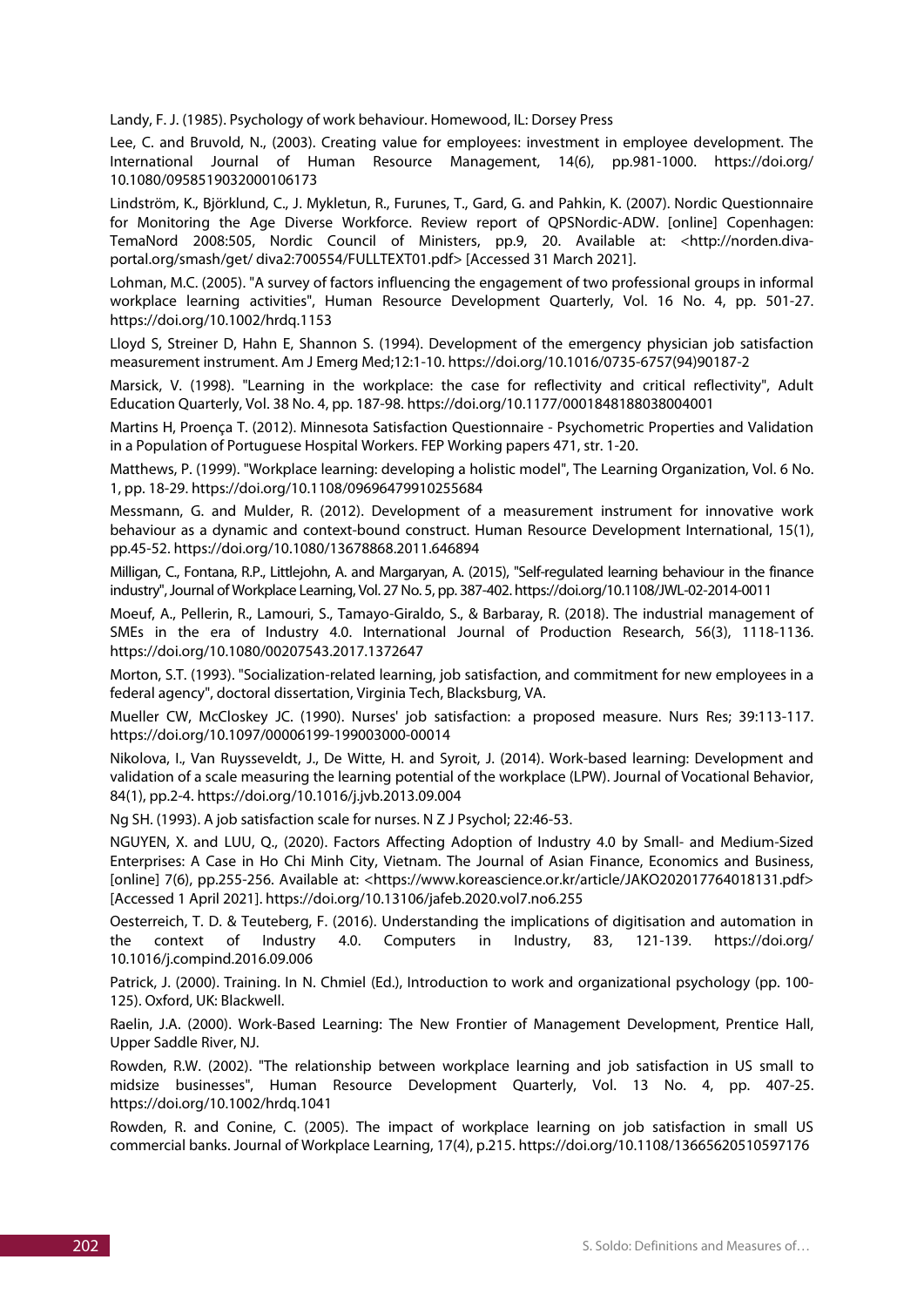Landy, F. J. (1985). Psychology of work behaviour. Homewood, IL: Dorsey Press

Lee, C. and Bruvold, N., (2003). Creating value for employees: investment in employee development. The International Journal of Human Resource Management, 14(6), pp.981-1000. https://doi.org/10.1080/0958519032000106173

Lindström, K., Björklund, C., J. Mykletun, R., Furunes, T., Gard, G. and Pahkin, K. (2007). Nordic Questionnaire for Monitoring the Age Diverse Workforce. Review report of QPSNordic-ADW. [online] Copenhagen: TemaNord 2008:505, Nordic Council of Ministers, pp.9, 20. Available at: <http://norden.diva-portal.org/smash/get/ diva2:700554/FULLTEXT01.pdf> [Accessed 31 March 2021].

Lohman, M.C. (2005). "A survey of factors influencing the engagement of two professional groups in informal workplace learning activities", Human Resource Development Quarterly, Vol. 16 No. 4, pp. 501-27. https://doi.org/10.1002/hrdq.1153

Lloyd S, Streiner D, Hahn E, Shannon S. (1994). Development of the emergency physician job satisfaction measurement instrument. Am J Emerg Med;12:1-10. https://doi.org/10.1016/0735-6757(94)90187-2

Marsick, V. (1998). "Learning in the workplace: the case for reflectivity and critical reflectivity", Adult Education Quarterly, Vol. 38 No. 4, pp. 187-98. https://doi.org/10.1177/0001848188038004001

Martins H, Proença T. (2012). Minnesota Satisfaction Questionnaire - Psychometric Properties and Validation in a Population of Portuguese Hospital Workers. FEP Working papers 471, str. 1-20.

Matthews, P. (1999). "Workplace learning: developing a holistic model", The Learning Organization, Vol. 6 No. 1, pp. 18-29. https://doi.org/10.1108/09696479910255684

Messmann, G. and Mulder, R. (2012). Development of a measurement instrument for innovative work behaviour as a dynamic and context-bound construct. Human Resource Development International, 15(1), pp.45-52. https://doi.org/10.1080/13678868.2011.646894

Milligan, C., Fontana, R.P., Littlejohn, A. and Margaryan, A. (2015), "Self-regulated learning behaviour in the finance industry", Journal of Workplace Learning, Vol. 27 No. 5, pp. 387-402. https://doi.org/10.1108/JWL-02-2014-0011

Moeuf, A., Pellerin, R., Lamouri, S., Tamayo-Giraldo, S., & Barbaray, R. (2018). The industrial management of SMEs in the era of Industry 4.0. International Journal of Production Research, 56(3), 1118-1136. https://doi.org/10.1080/00207543.2017.1372647

Morton, S.T. (1993). "Socialization-related learning, job satisfaction, and commitment for new employees in a federal agency", doctoral dissertation, Virginia Tech, Blacksburg, VA.

Mueller CW, McCloskey JC. (1990). Nurses' job satisfaction: a proposed measure. Nurs Res; 39:113-117. https://doi.org/10.1097/00006199-199003000-00014

Nikolova, I., Van Ruysseveldt, J., De Witte, H. and Syroit, J. (2014). Work-based learning: Development and validation of a scale measuring the learning potential of the workplace (LPW). Journal of Vocational Behavior, 84(1), pp.2-4. https://doi.org/10.1016/j.jvb.2013.09.004

Ng SH. (1993). A job satisfaction scale for nurses. N Z J Psychol; 22:46-53.

NGUYEN, X. and LUU, Q., (2020). Factors Affecting Adoption of Industry 4.0 by Small- and Medium-Sized Enterprises: A Case in Ho Chi Minh City, Vietnam. The Journal of Asian Finance, Economics and Business, [online] 7(6), pp.255-256. Available at: <https://www.koreascience.or.kr/article/JAKO202017764018131.pdf> [Accessed 1 April 2021]. https://doi.org/10.13106/jafeb.2020.vol7.no6.255

Oesterreich, T. D. & Teuteberg, F. (2016). Understanding the implications of digitisation and automation in the context of Industry 4.0. Computers in Industry, 83, 121-139. https://doi.org/10.1016/j.compind.2016.09.006

Patrick, J. (2000). Training. In N. Chmiel (Ed.), Introduction to work and organizational psychology (pp. 100-125). Oxford, UK: Blackwell.

Raelin, J.A. (2000). Work-Based Learning: The New Frontier of Management Development, Prentice Hall, Upper Saddle River, NJ.

Rowden, R.W. (2002). "The relationship between workplace learning and job satisfaction in US small to midsize businesses", Human Resource Development Quarterly, Vol. 13 No. 4, pp. 407-25. https://doi.org/10.1002/hrdq.1041

Rowden, R. and Conine, C. (2005). The impact of workplace learning on job satisfaction in small US commercial banks. Journal of Workplace Learning, 17(4), p.215. https://doi.org/10.1108/13665620510597176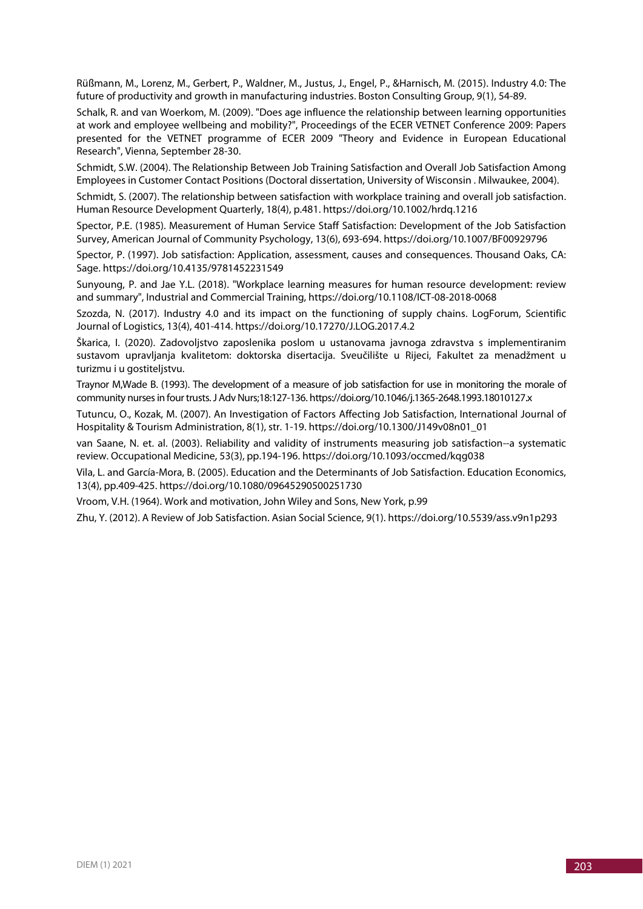Rüßmann, M., Lorenz, M., Gerbert, P., Waldner, M., Justus, J., Engel, P., &Harnisch, M. (2015). Industry 4.0: The future of productivity and growth in manufacturing industries. Boston Consulting Group, 9(1), 54-89.

Schalk, R. and van Woerkom, M. (2009). "Does age influence the relationship between learning opportunities at work and employee wellbeing and mobility?", Proceedings of the ECER VETNET Conference 2009: Papers presented for the VETNET programme of ECER 2009 "Theory and Evidence in European Educational Research", Vienna, September 28-30.

Schmidt, S.W. (2004). The Relationship Between Job Training Satisfaction and Overall Job Satisfaction Among Employees in Customer Contact Positions (Doctoral dissertation, University of Wisconsin . Milwaukee, 2004).

Schmidt, S. (2007). The relationship between satisfaction with workplace training and overall job satisfaction. Human Resource Development Quarterly, 18(4), p.481. https://doi.org/10.1002/hrdq.1216

Spector, P.E. (1985). Measurement of Human Service Staff Satisfaction: Development of the Job Satisfaction Survey, American Journal of Community Psychology, 13(6), 693-694. https://doi.org/10.1007/BF00929796

Spector, P. (1997). Job satisfaction: Application, assessment, causes and consequences. Thousand Oaks, CA: Sage. https://doi.org/10.4135/9781452231549

Sunyoung, P. and Jae Y.L. (2018). "Workplace learning measures for human resource development: review and summary", Industrial and Commercial Training, https://doi.org/10.1108/ICT-08-2018-0068

Szozda, N. (2017). Industry 4.0 and its impact on the functioning of supply chains. LogForum, Scientific Journal of Logistics, 13(4), 401-414. https://doi.org/10.17270/J.LOG.2017.4.2

Škarica, I. (2020). Zadovoljstvo zaposlenika poslom u ustanovama javnoga zdravstva s implementiranim sustavom upravljanja kvalitetom: doktorska disertacija. Sveučilište u Rijeci, Fakultet za menadžment u turizmu i u gostiteljstvu.

Traynor M,Wade B. (1993). The development of a measure of job satisfaction for use in monitoring the morale of community nurses in four trusts. J Adv Nurs;18:127-136. https://doi.org/10.1046/j.1365-2648.1993.18010127.x

Tutuncu, O., Kozak, M. (2007). An Investigation of Factors Affecting Job Satisfaction, International Journal of Hospitality & Tourism Administration, 8(1), str. 1-19. https://doi.org/10.1300/J149v08n01_01

van Saane, N. et. al. (2003). Reliability and validity of instruments measuring job satisfaction--a systematic review. Occupational Medicine, 53(3), pp.194-196. https://doi.org/10.1093/occmed/kqg038

Vila, L. and García-Mora, B. (2005). Education and the Determinants of Job Satisfaction. Education Economics, 13(4), pp.409-425. https://doi.org/10.1080/09645290500251730

Vroom, V.H. (1964). Work and motivation, John Wiley and Sons, New York, p.99

Zhu, Y. (2012). A Review of Job Satisfaction. Asian Social Science, 9(1). https://doi.org/10.5539/ass.v9n1p293